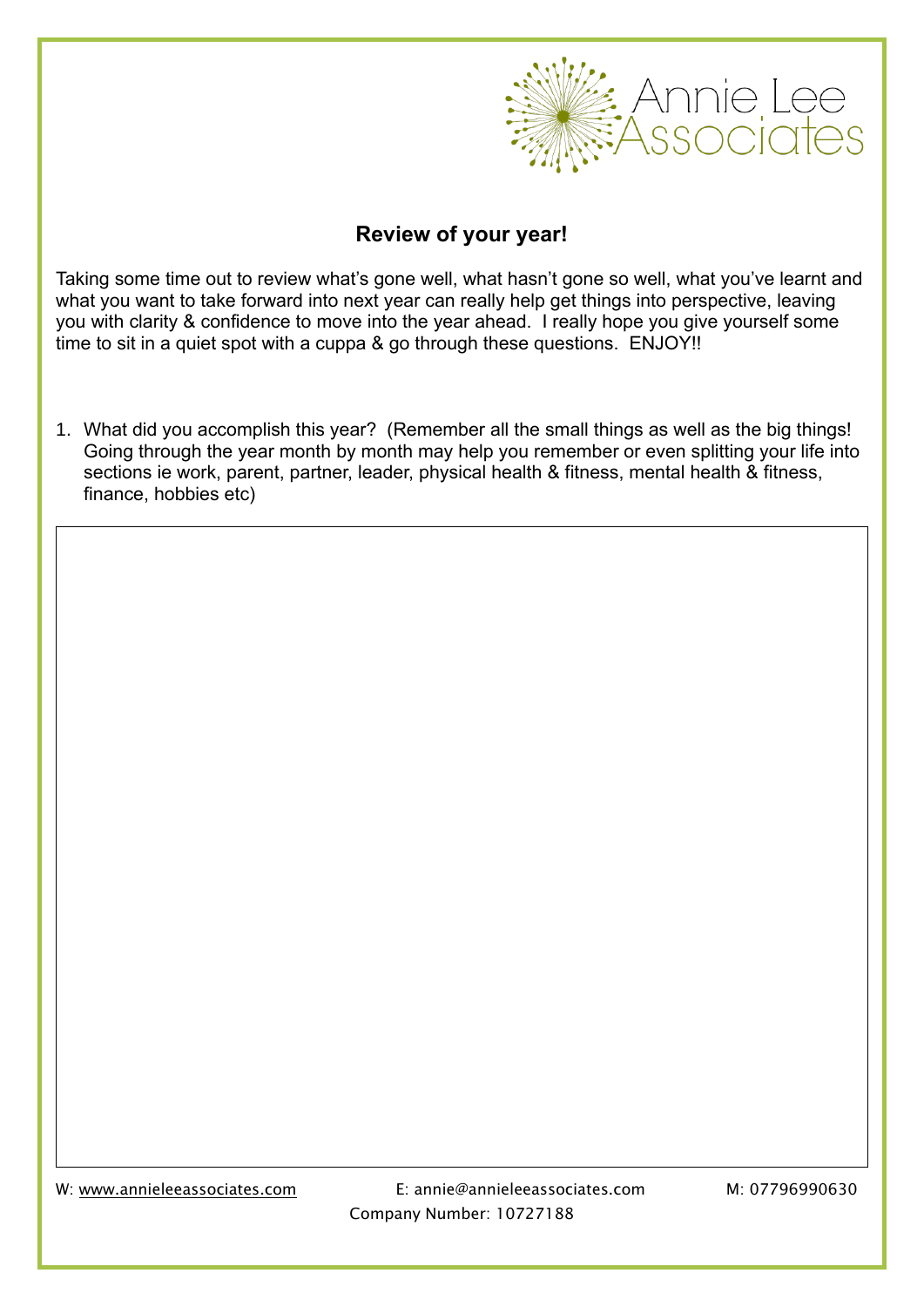Annie Lee Associates

# Review of your year!

Taking some time out to review what's gone well, what hasn't gone so well, what you've learnt and what you want to take forward into next year can really help get things into perspective, leaving you with clarity & confidence to move into the year ahead. I really hope you give yourself some time to sit in a quiet spot with a cuppa & go through these questions. ENJOY!!

1. What did you accomplish this year? (Remember all the small things as well as the big things! Going through the year month by month may help you remember or even splitting your life into sections ie work, parent, partner, leader, physical health & fitness, mental health & fitness, finance, hobbies etc)

W: www.annieleeassociates.com E: annie@annieleeassociates.com M: 07796990630
Company Number: 10727188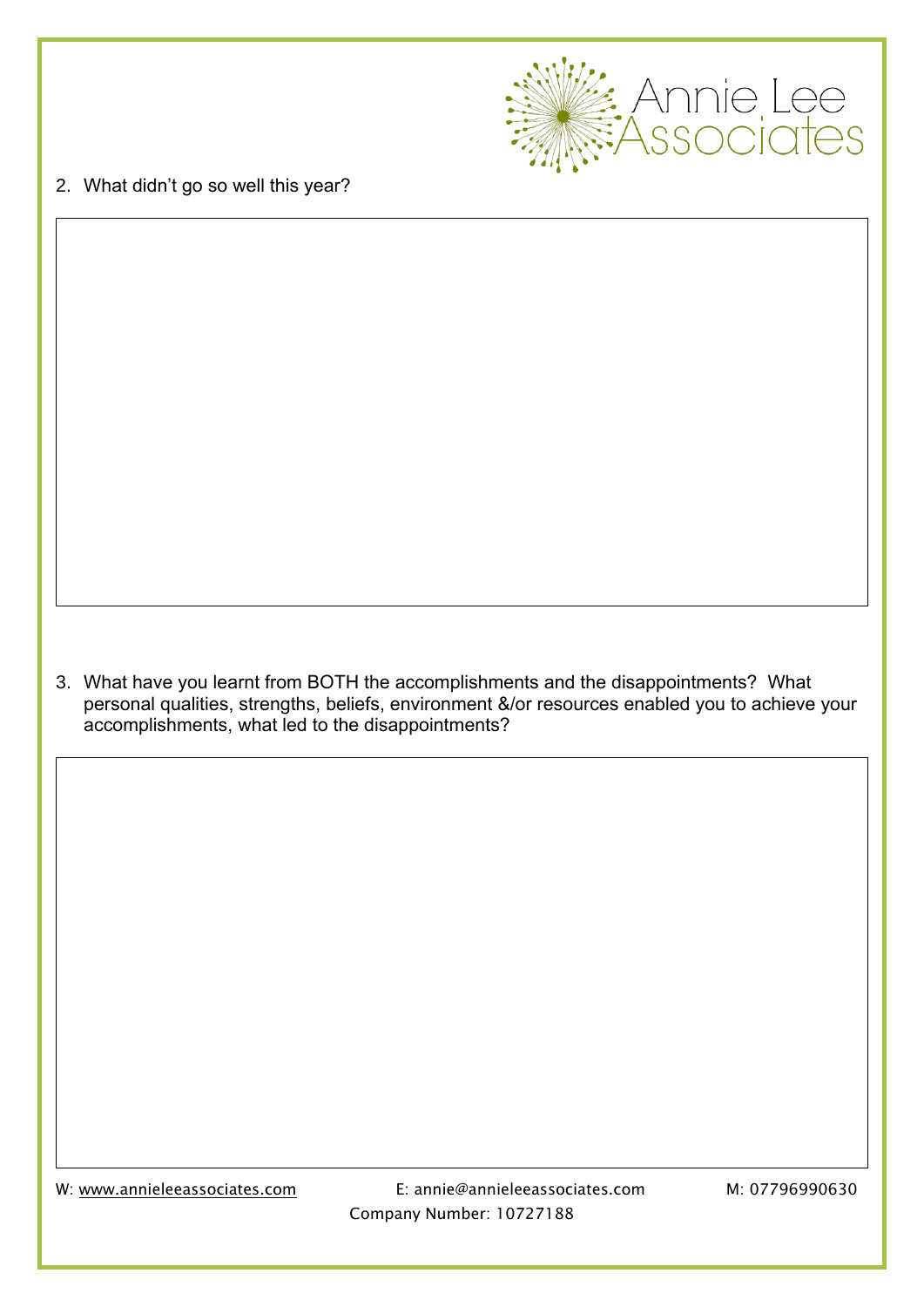2. What didn't go so well this year?

3. What have you learnt from BOTH the accomplishments and the disappointments? What personal qualities, strengths, beliefs, environment &/or resources enabled you to achieve your accomplishments, what led to the disappointments?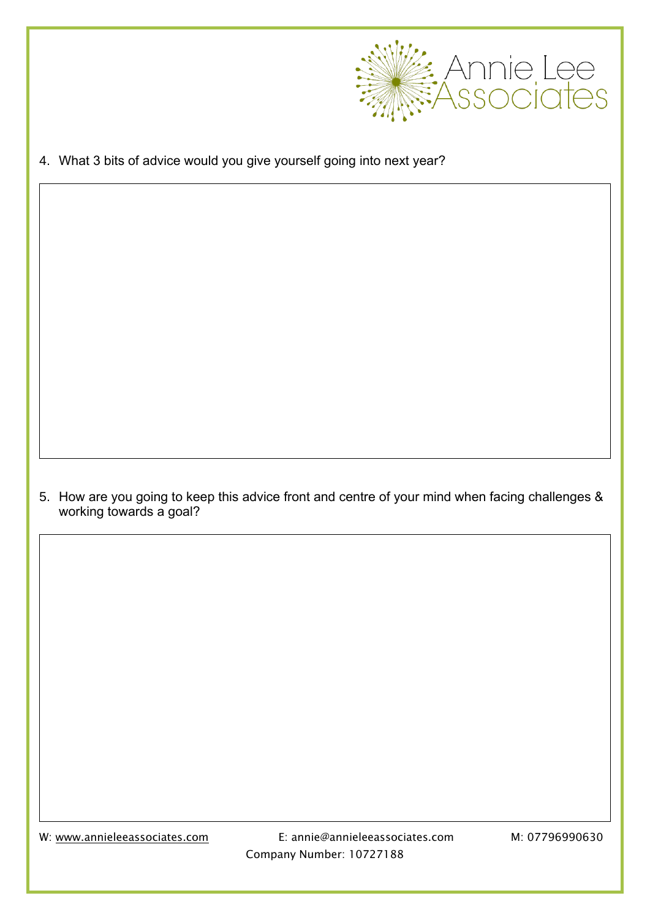4. What 3 bits of advice would you give yourself going into next year?

5. How are you going to keep this advice front and centre of your mind when facing challenges & working towards a goal?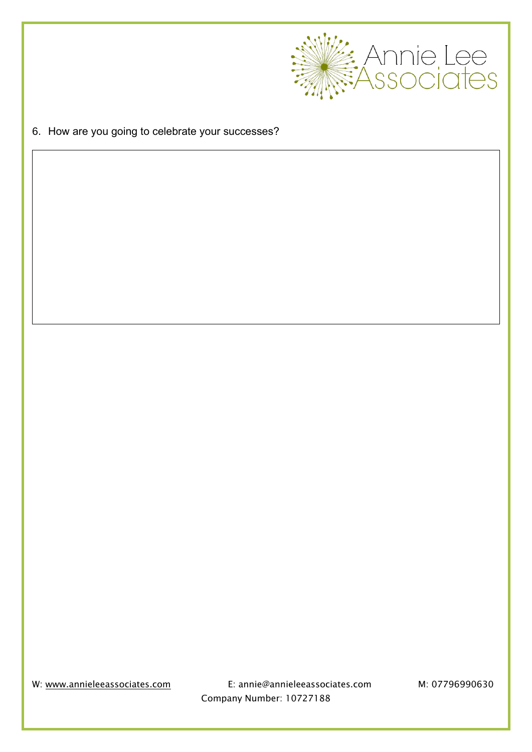6. How are you going to celebrate your successes?

W: www.annieleeassociates.com E: annie@annieleeassociates.com M: 07796990630

Company Number: 10727188